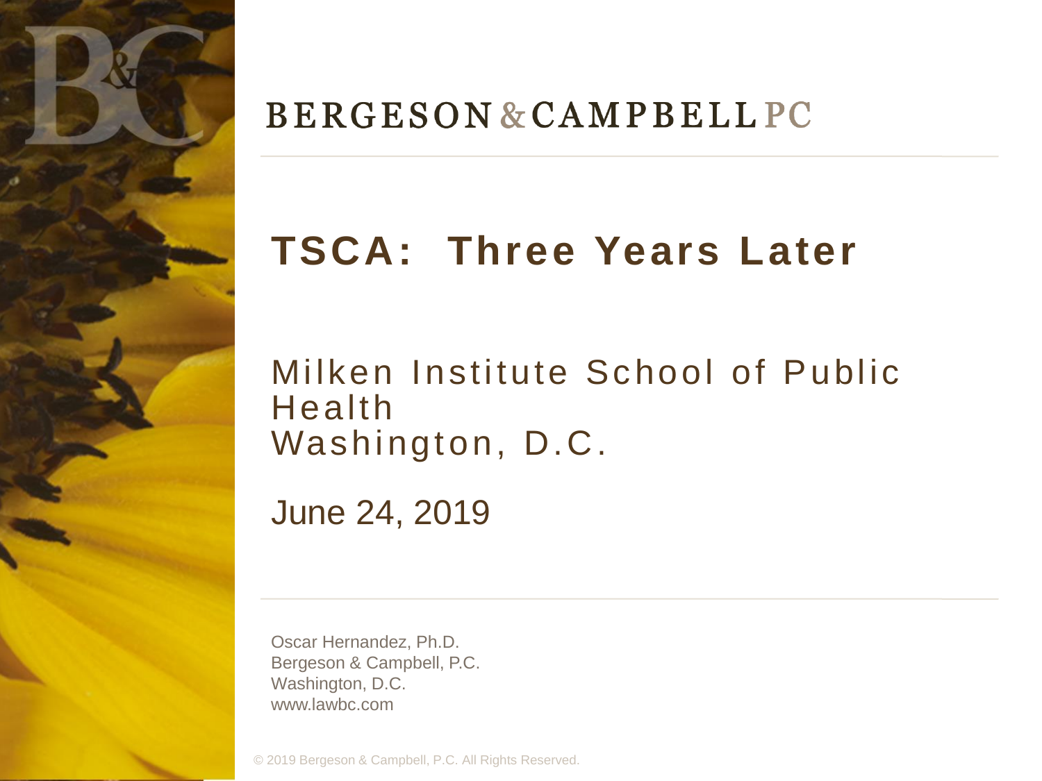BERGESON & CAMPBELL PC

# TSCA: Three Years Later

Milken Institute School of Public Health
Washington, D.C.

June 24, 2019

Oscar Hernandez, Ph.D.
Bergeson & Campbell, P.C.
Washington, D.C.
www.lawbc.com

© 2019 Bergeson & Campbell, P.C. All Rights Reserved.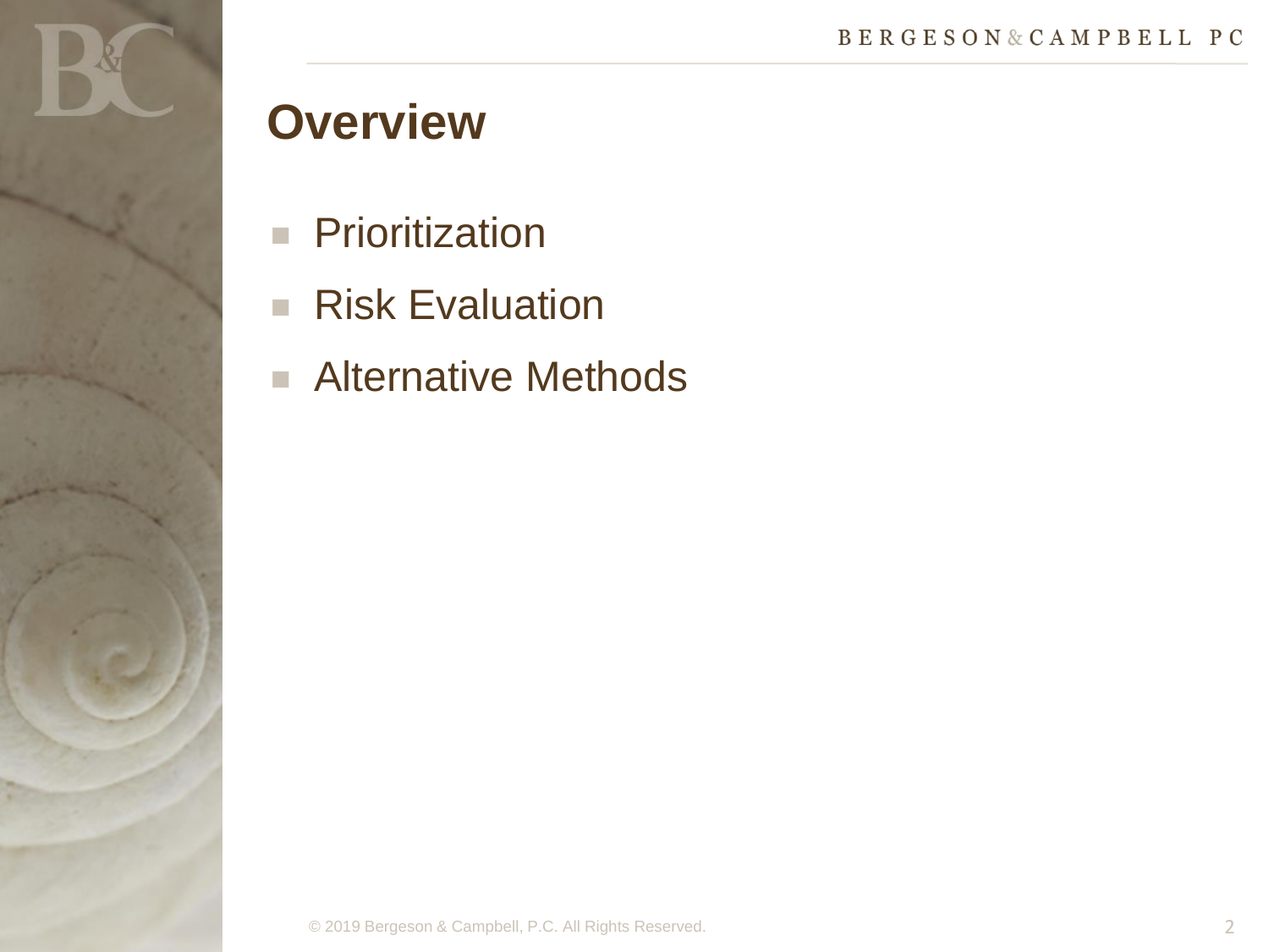# Overview

- Prioritization
- Risk Evaluation
- Alternative Methods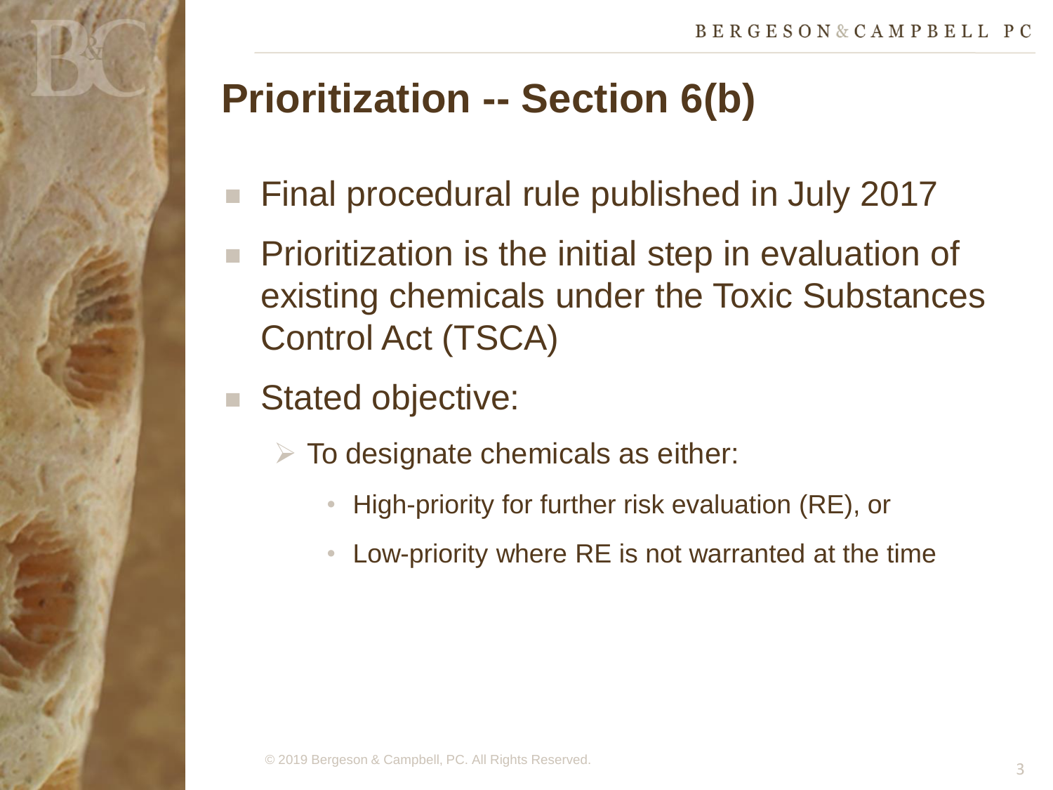# Prioritization -- Section 6(b)

- Final procedural rule published in July 2017
- Prioritization is the initial step in evaluation of existing chemicals under the Toxic Substances Control Act (TSCA)
- Stated objective:
  - To designate chemicals as either:
    - High-priority for further risk evaluation (RE), or
    - Low-priority where RE is not warranted at the time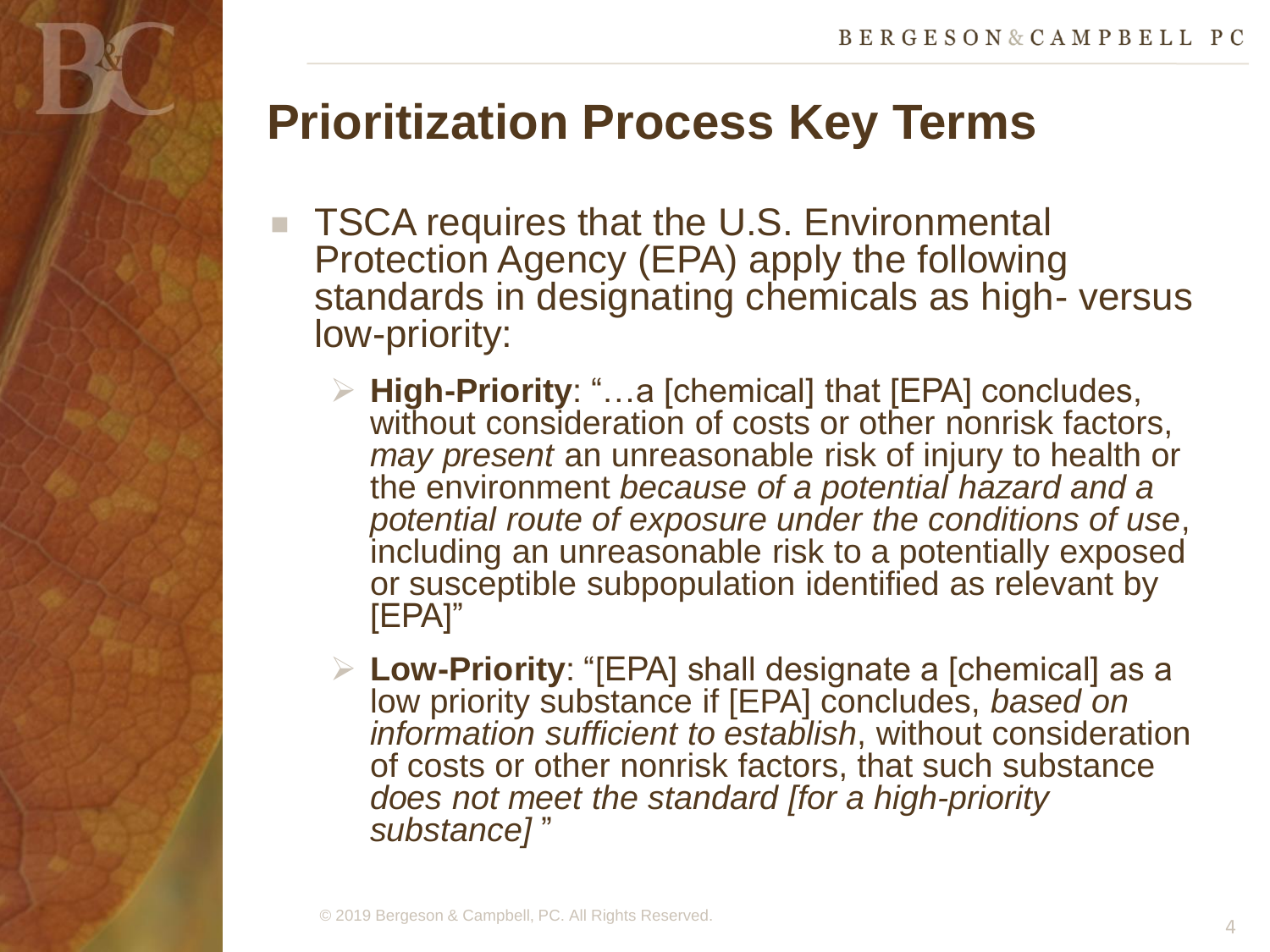# Prioritization Process Key Terms

- TSCA requires that the U.S. Environmental Protection Agency (EPA) apply the following standards in designating chemicals as high- versus low-priority:
  - **High-Priority**: "…a [chemical] that [EPA] concludes, without consideration of costs or other nonrisk factors, *may present* an unreasonable risk of injury to health or the environment *because of a potential hazard and a potential route of exposure under the conditions of use*, including an unreasonable risk to a potentially exposed or susceptible subpopulation identified as relevant by [EPA]"
  - **Low-Priority**: "[EPA] shall designate a [chemical] as a low priority substance if [EPA] concludes, *based on information sufficient to establish*, without consideration of costs or other nonrisk factors, that such substance *does not meet the standard [for a high-priority substance]* "

© 2019 Bergeson & Campbell, PC. All Rights Reserved.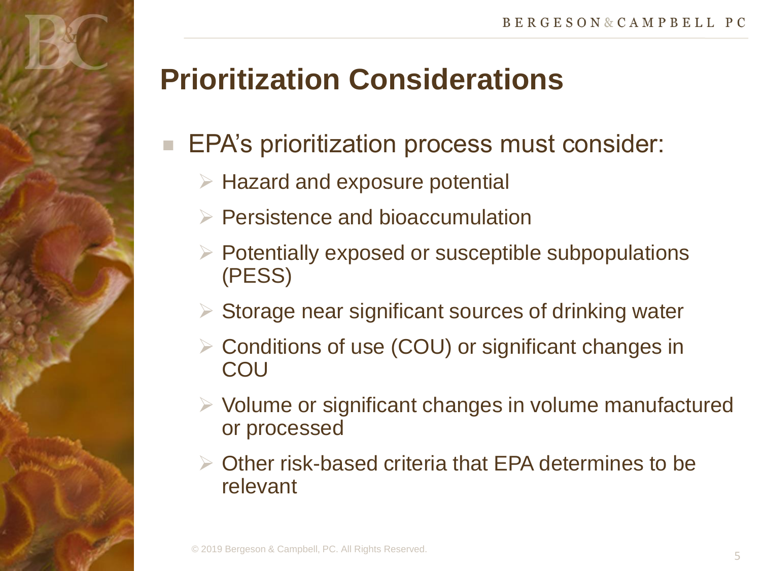# Prioritization Considerations

- EPA's prioritization process must consider:
  - Hazard and exposure potential
  - Persistence and bioaccumulation
  - Potentially exposed or susceptible subpopulations (PESS)
  - Storage near significant sources of drinking water
  - Conditions of use (COU) or significant changes in COU
  - Volume or significant changes in volume manufactured or processed
  - Other risk-based criteria that EPA determines to be relevant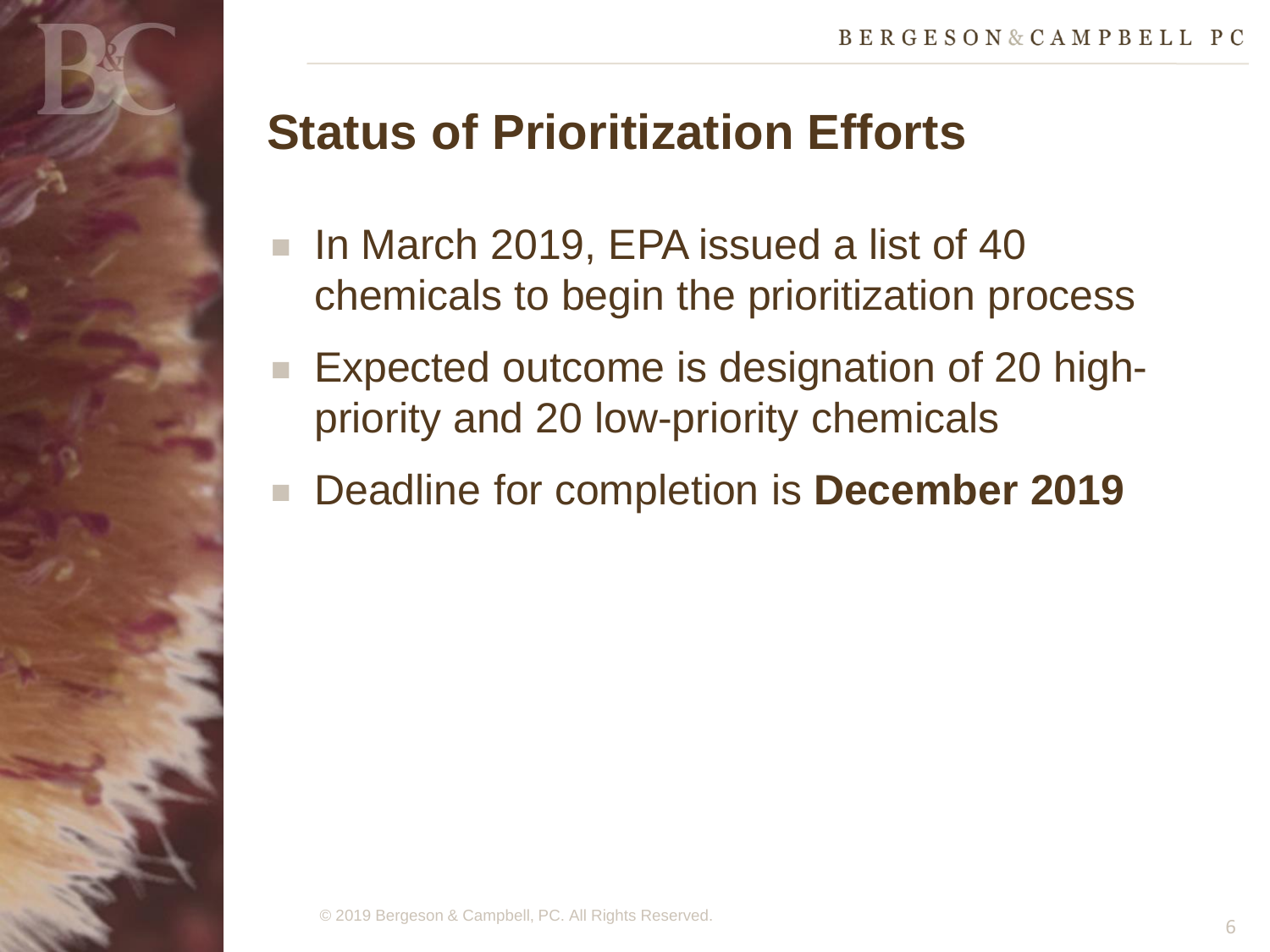## Status of Prioritization Efforts

- In March 2019, EPA issued a list of 40 chemicals to begin the prioritization process
- Expected outcome is designation of 20 high-priority and 20 low-priority chemicals
- Deadline for completion is **December 2019**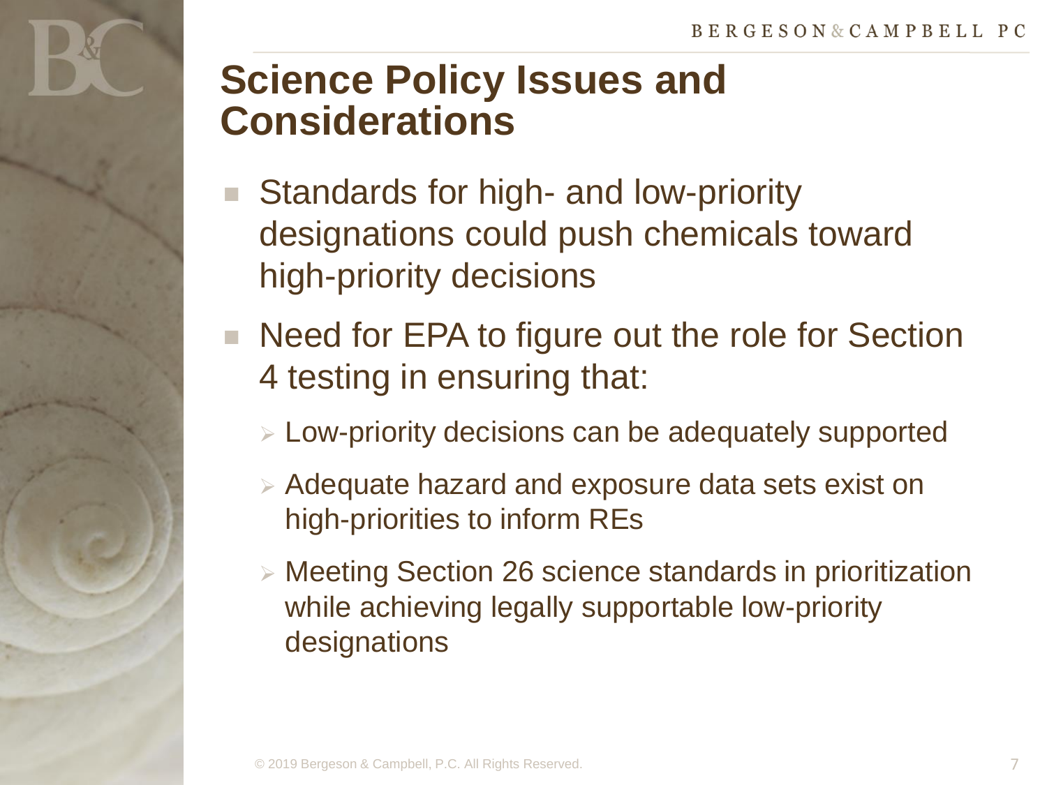# Science Policy Issues and Considerations

- Standards for high- and low-priority designations could push chemicals toward high-priority decisions
- Need for EPA to figure out the role for Section 4 testing in ensuring that:
  - Low-priority decisions can be adequately supported
  - Adequate hazard and exposure data sets exist on high-priorities to inform REs
  - Meeting Section 26 science standards in prioritization while achieving legally supportable low-priority designations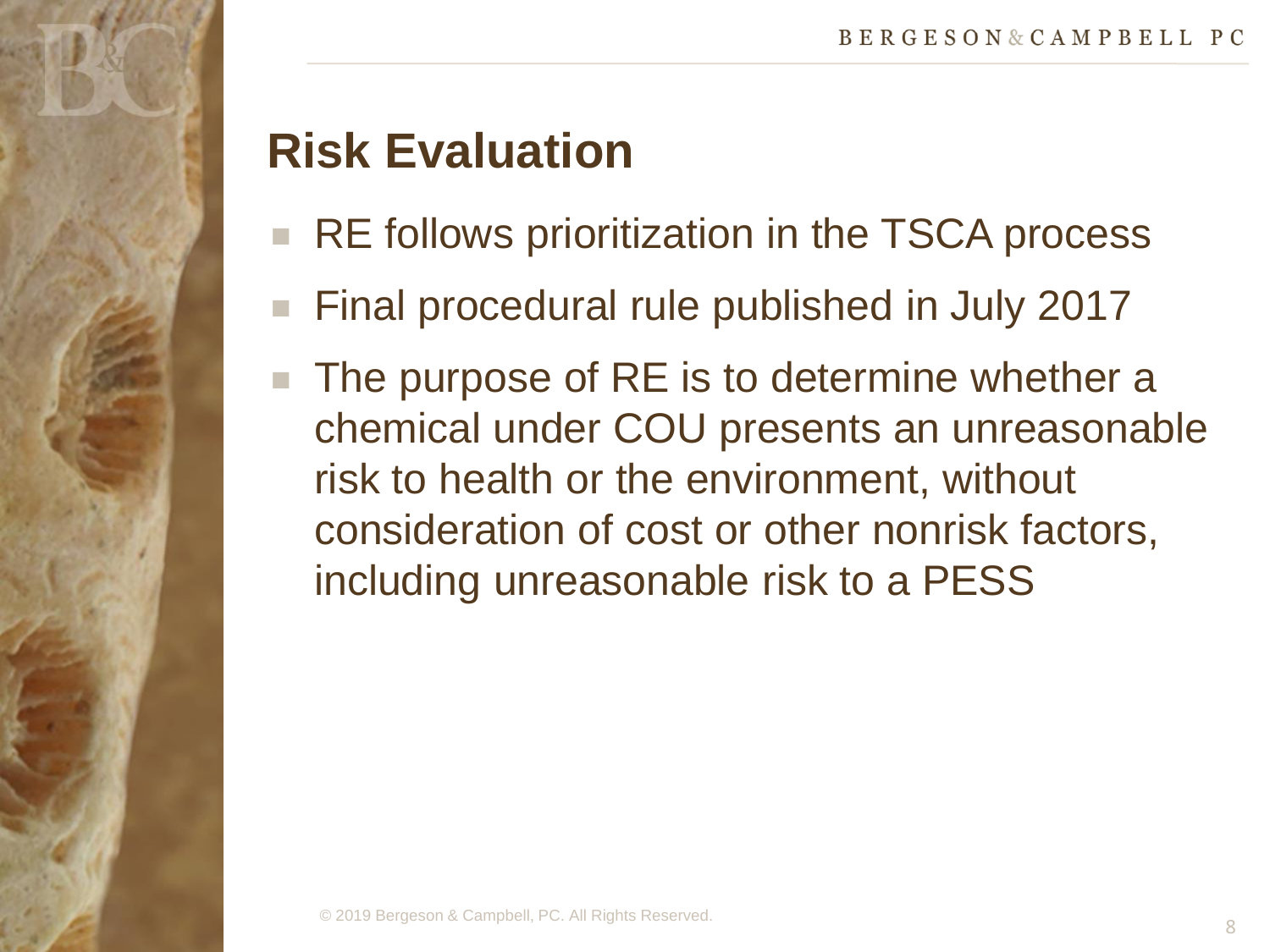# Risk Evaluation

- RE follows prioritization in the TSCA process
- Final procedural rule published in July 2017
- The purpose of RE is to determine whether a chemical under COU presents an unreasonable risk to health or the environment, without consideration of cost or other nonrisk factors, including unreasonable risk to a PESS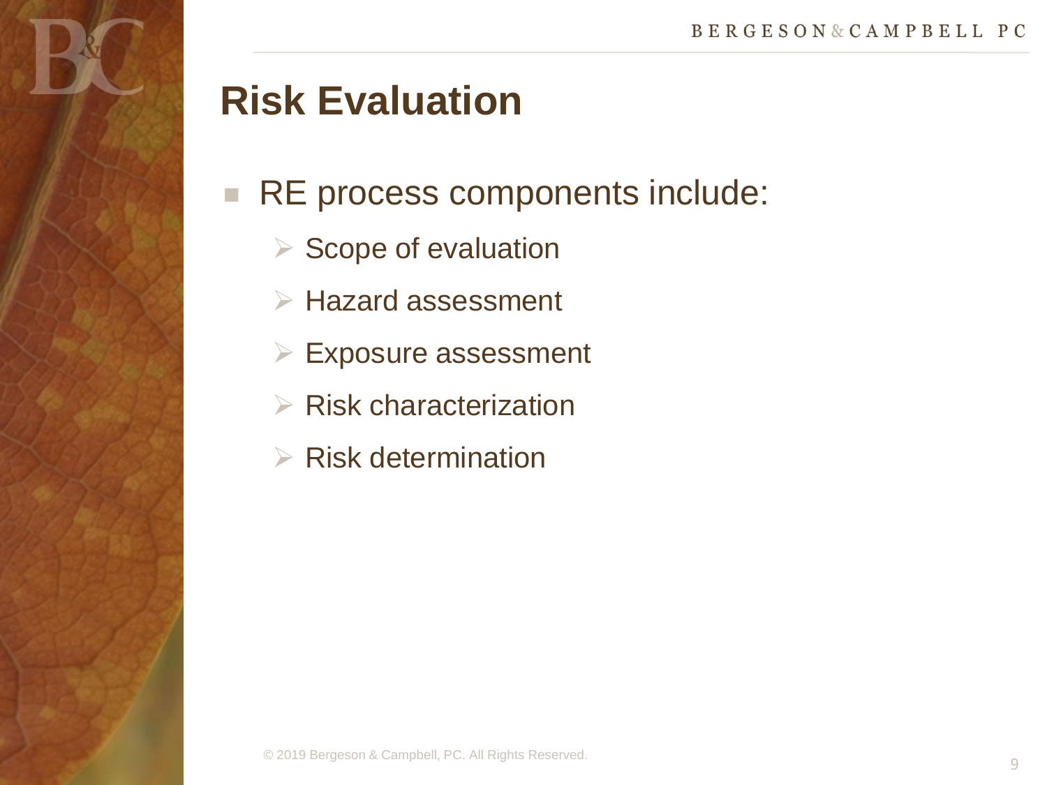# Risk Evaluation

- RE process components include:
  - Scope of evaluation
  - Hazard assessment
  - Exposure assessment
  - Risk characterization
  - Risk determination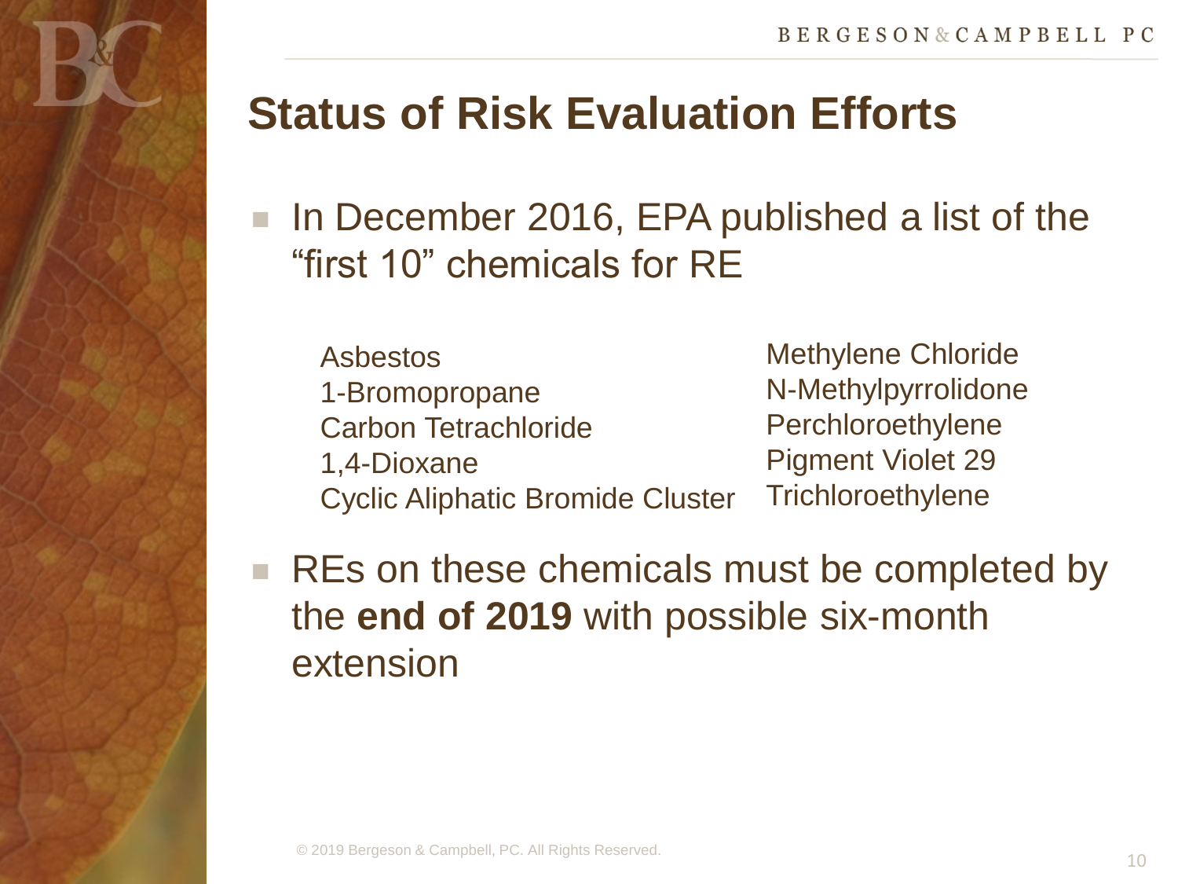# Status of Risk Evaluation Efforts

- In December 2016, EPA published a list of the "first 10" chemicals for RE

  Asbestos
  1-Bromopropane
  Carbon Tetrachloride
  1,4-Dioxane
  Cyclic Aliphatic Bromide Cluster
  Methylene Chloride
  N-Methylpyrrolidone
  Perchloroethylene
  Pigment Violet 29
  Trichloroethylene

- REs on these chemicals must be completed by the **end of 2019** with possible six-month extension

© 2019 Bergeson & Campbell, PC. All Rights Reserved.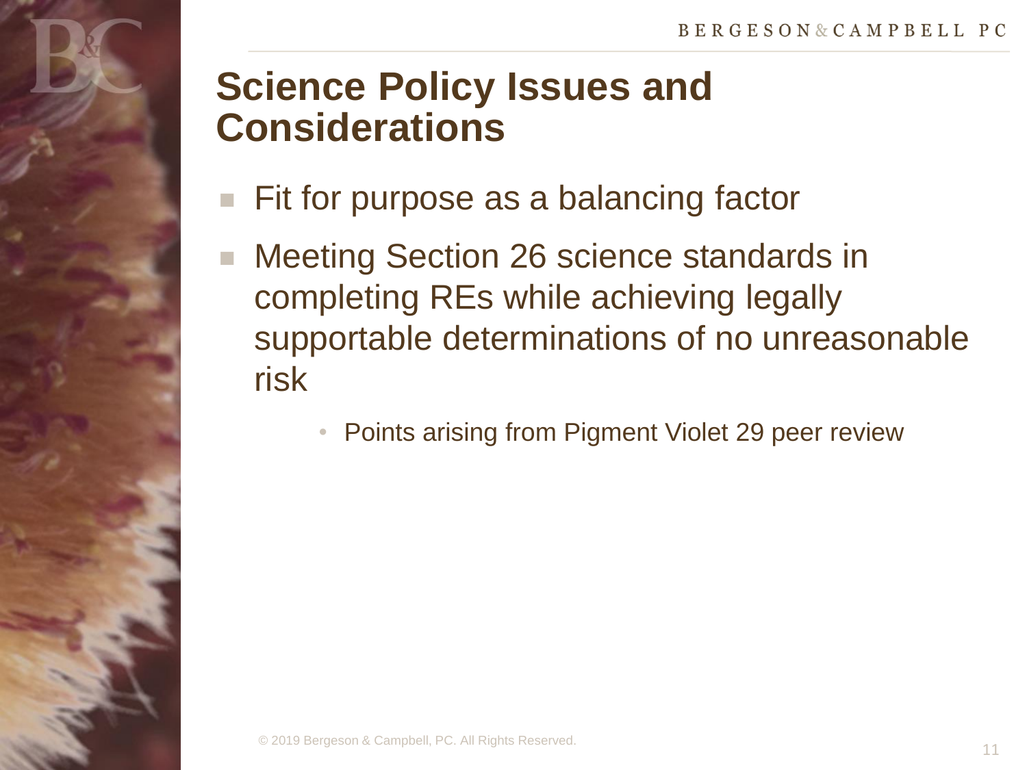# Science Policy Issues and Considerations

- Fit for purpose as a balancing factor
- Meeting Section 26 science standards in completing REs while achieving legally supportable determinations of no unreasonable risk
    - Points arising from Pigment Violet 29 peer review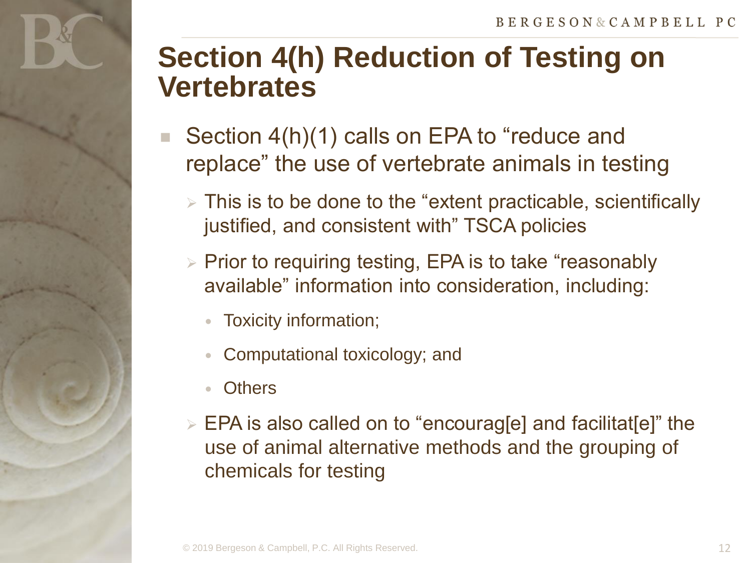# Section 4(h) Reduction of Testing on Vertebrates

- Section 4(h)(1) calls on EPA to "reduce and replace" the use of vertebrate animals in testing
  - This is to be done to the "extent practicable, scientifically justified, and consistent with" TSCA policies
  - Prior to requiring testing, EPA is to take "reasonably available" information into consideration, including:
    - Toxicity information;
    - Computational toxicology; and
    - Others
  - EPA is also called on to "encourag[e] and facilitat[e]" the use of animal alternative methods and the grouping of chemicals for testing

© 2019 Bergeson & Campbell, P.C. All Rights Reserved.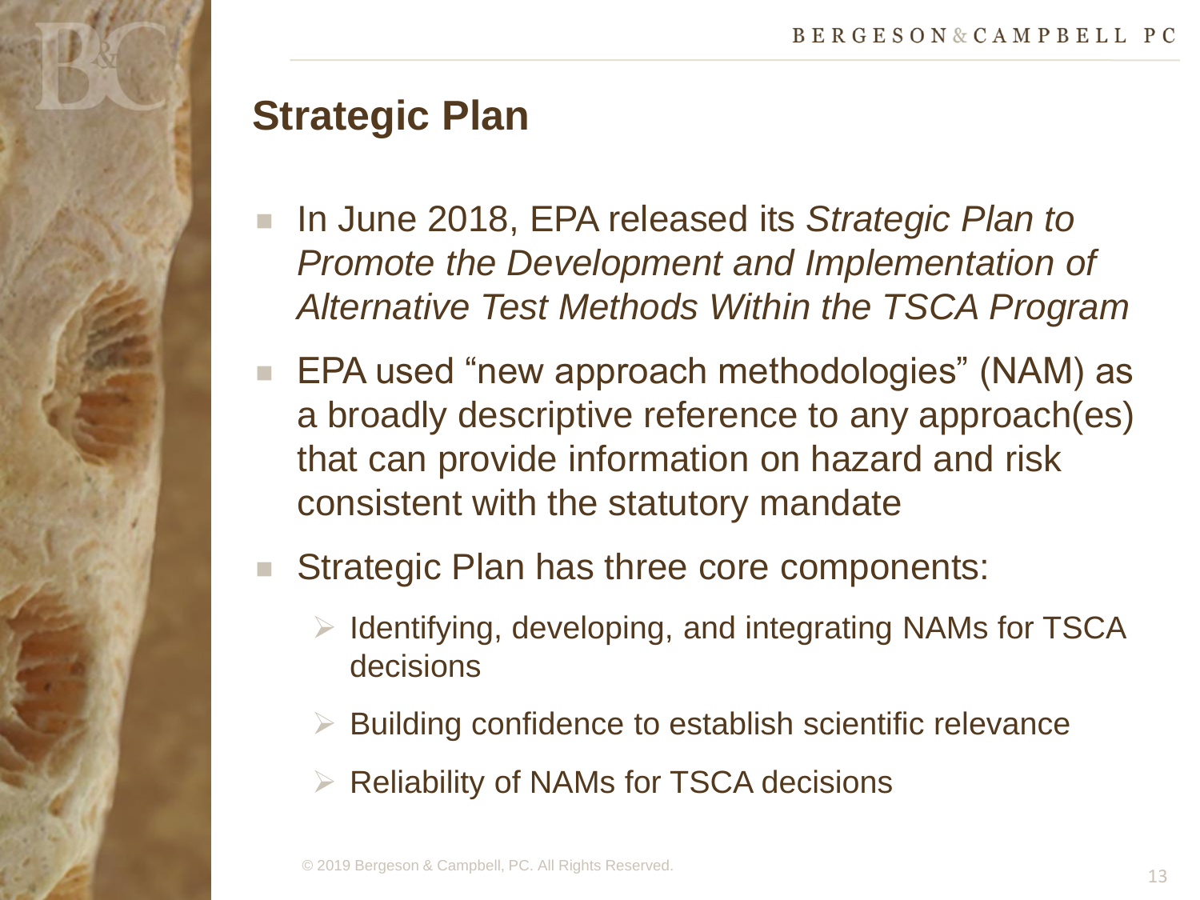## Strategic Plan

- In June 2018, EPA released its *Strategic Plan to Promote the Development and Implementation of Alternative Test Methods Within the TSCA Program*
- EPA used "new approach methodologies" (NAM) as a broadly descriptive reference to any approach(es) that can provide information on hazard and risk consistent with the statutory mandate
- Strategic Plan has three core components:
  - Identifying, developing, and integrating NAMs for TSCA decisions
  - Building confidence to establish scientific relevance
  - Reliability of NAMs for TSCA decisions

© 2019 Bergeson & Campbell, PC. All Rights Reserved.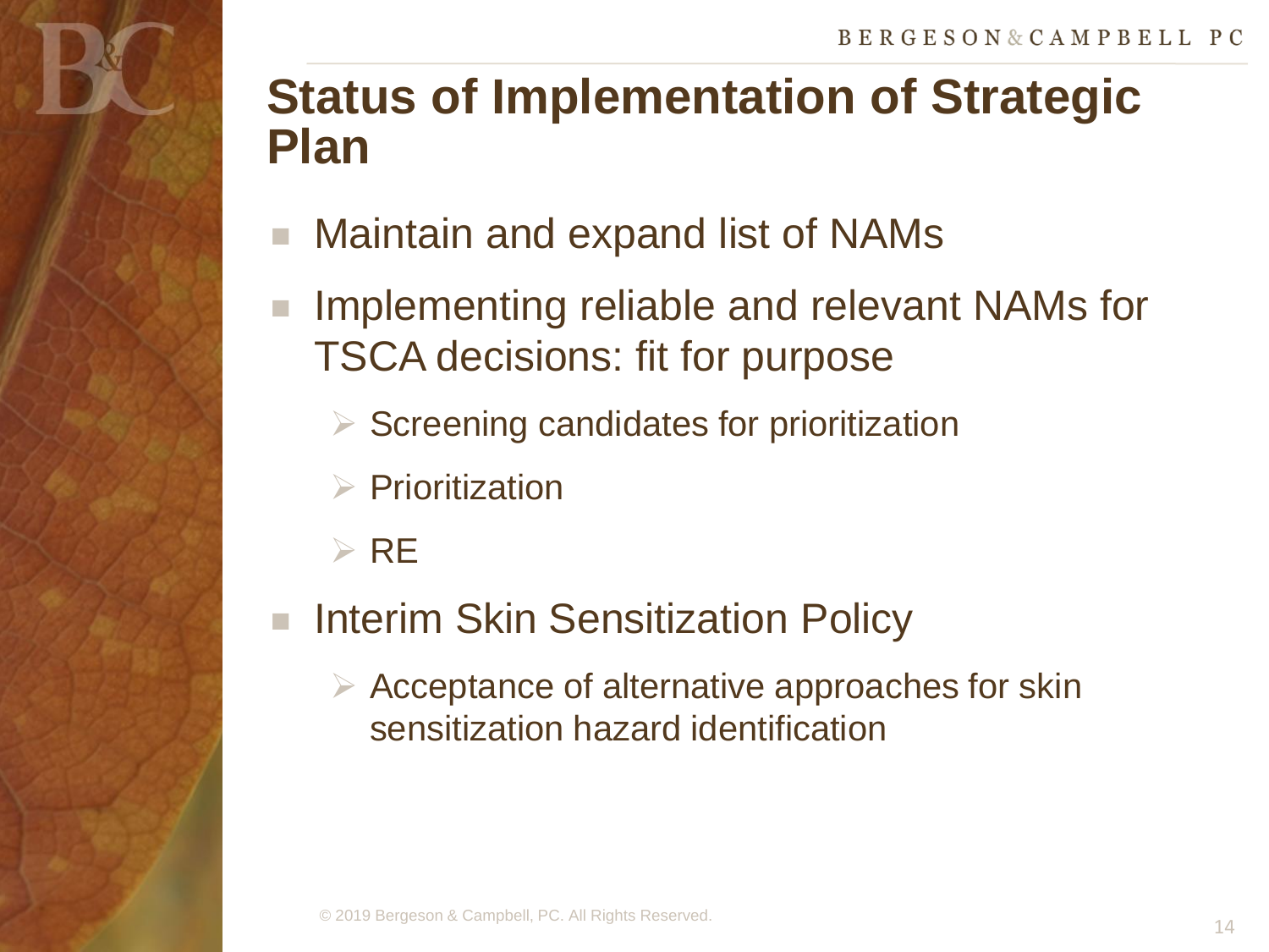# Status of Implementation of Strategic Plan

- Maintain and expand list of NAMs
- Implementing reliable and relevant NAMs for TSCA decisions: fit for purpose
  - Screening candidates for prioritization
  - Prioritization
  - RE
- Interim Skin Sensitization Policy
  - Acceptance of alternative approaches for skin sensitization hazard identification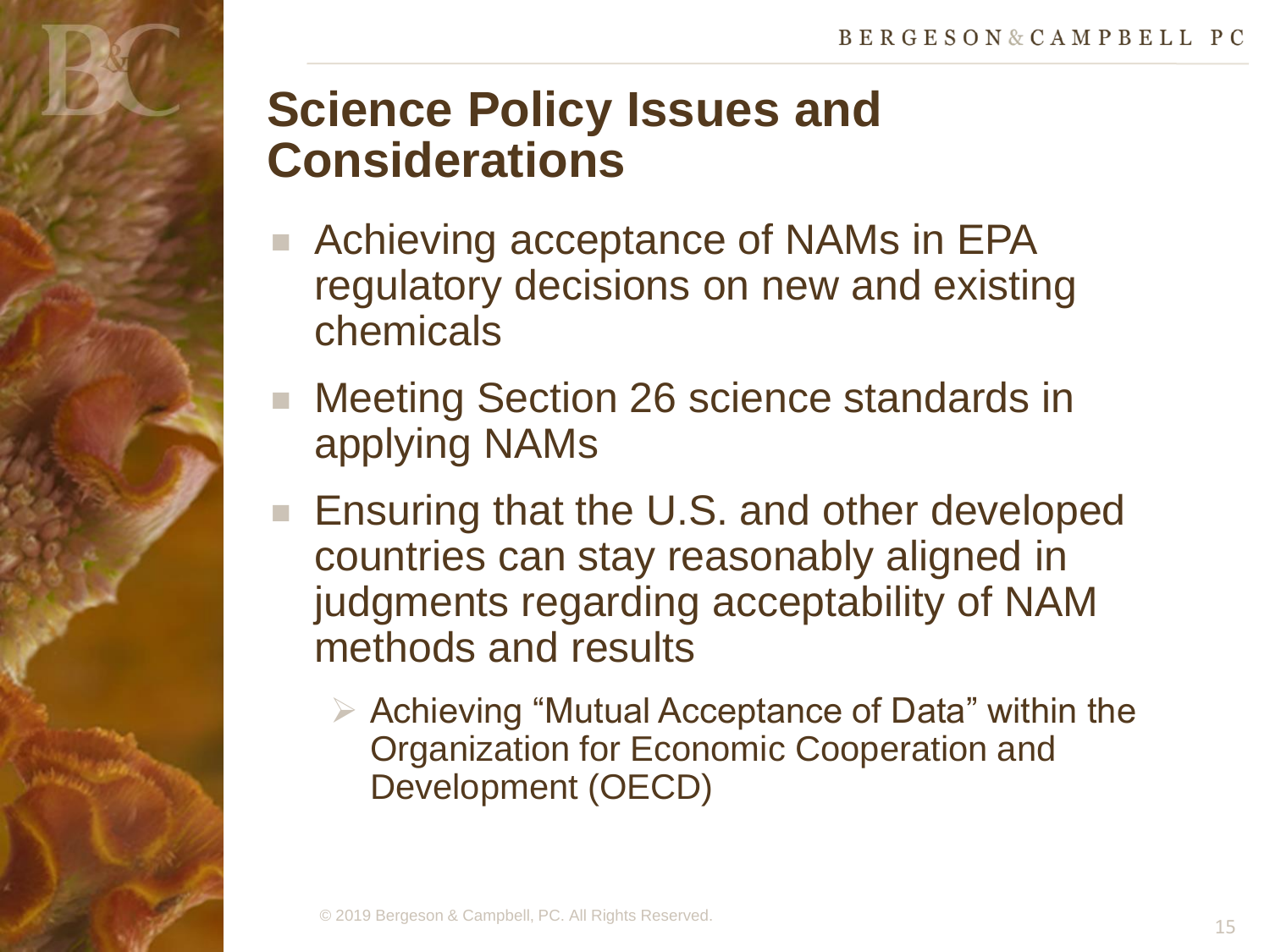# Science Policy Issues and Considerations

- Achieving acceptance of NAMs in EPA regulatory decisions on new and existing chemicals
- Meeting Section 26 science standards in applying NAMs
- Ensuring that the U.S. and other developed countries can stay reasonably aligned in judgments regarding acceptability of NAM methods and results
  - Achieving "Mutual Acceptance of Data" within the Organization for Economic Cooperation and Development (OECD)

© 2019 Bergeson & Campbell, PC. All Rights Reserved.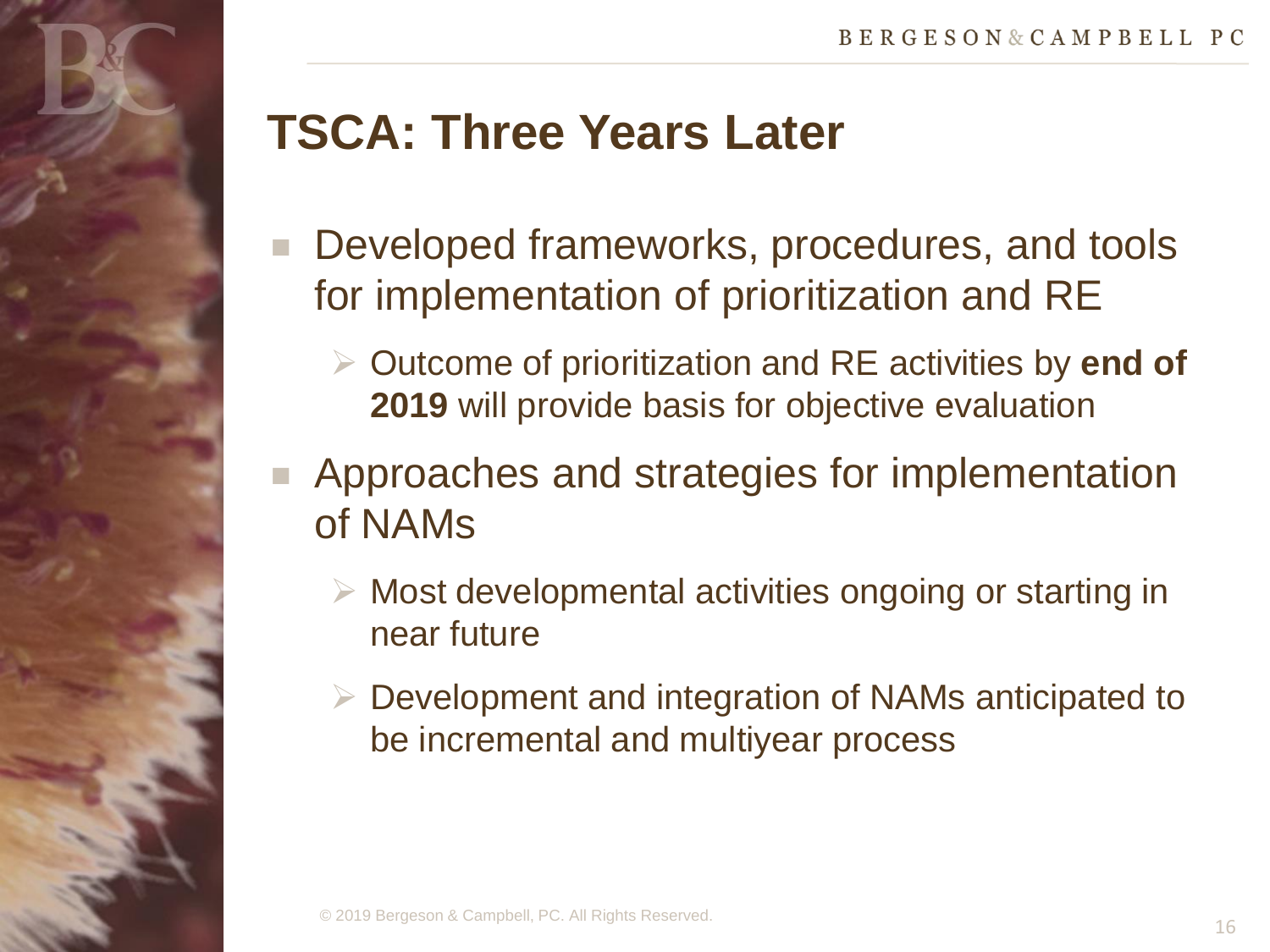# TSCA: Three Years Later

- Developed frameworks, procedures, and tools for implementation of prioritization and RE
  - Outcome of prioritization and RE activities by **end of 2019** will provide basis for objective evaluation
- Approaches and strategies for implementation of NAMs
  - Most developmental activities ongoing or starting in near future
  - Development and integration of NAMs anticipated to be incremental and multiyear process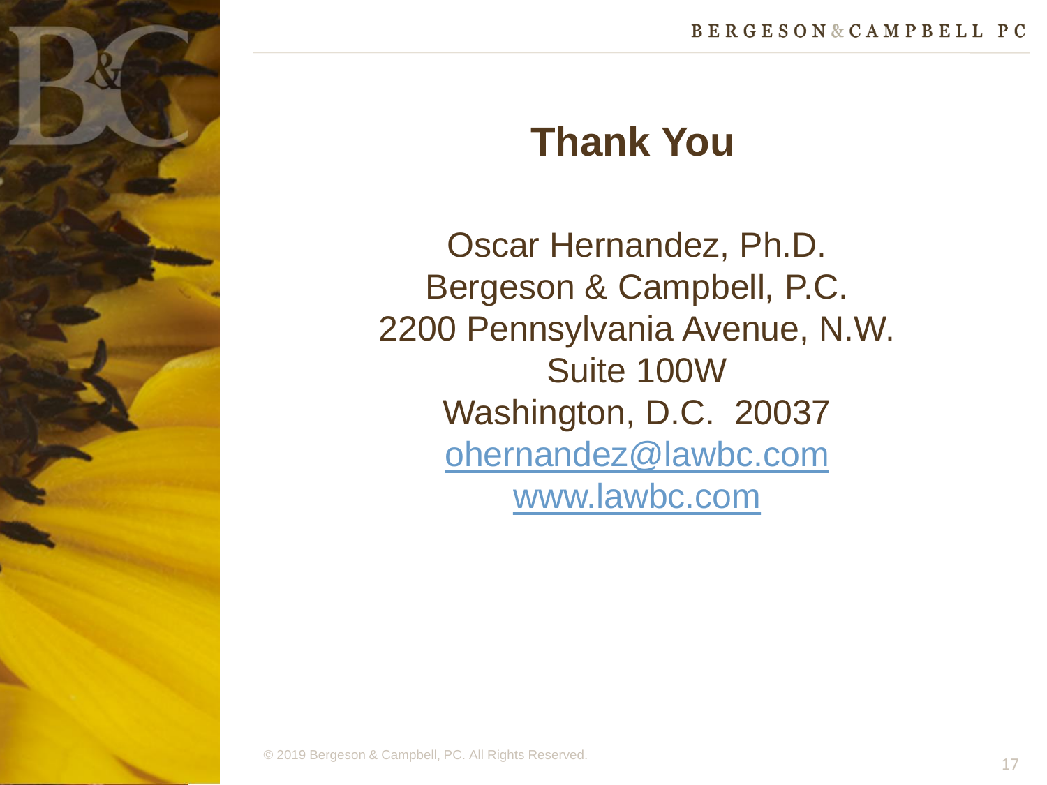# Thank You

Oscar Hernandez, Ph.D.
Bergeson & Campbell, P.C.
2200 Pennsylvania Avenue, N.W.
Suite 100W
Washington, D.C. 20037
ohernandez@lawbc.com
www.lawbc.com

© 2019 Bergeson & Campbell, PC. All Rights Reserved.